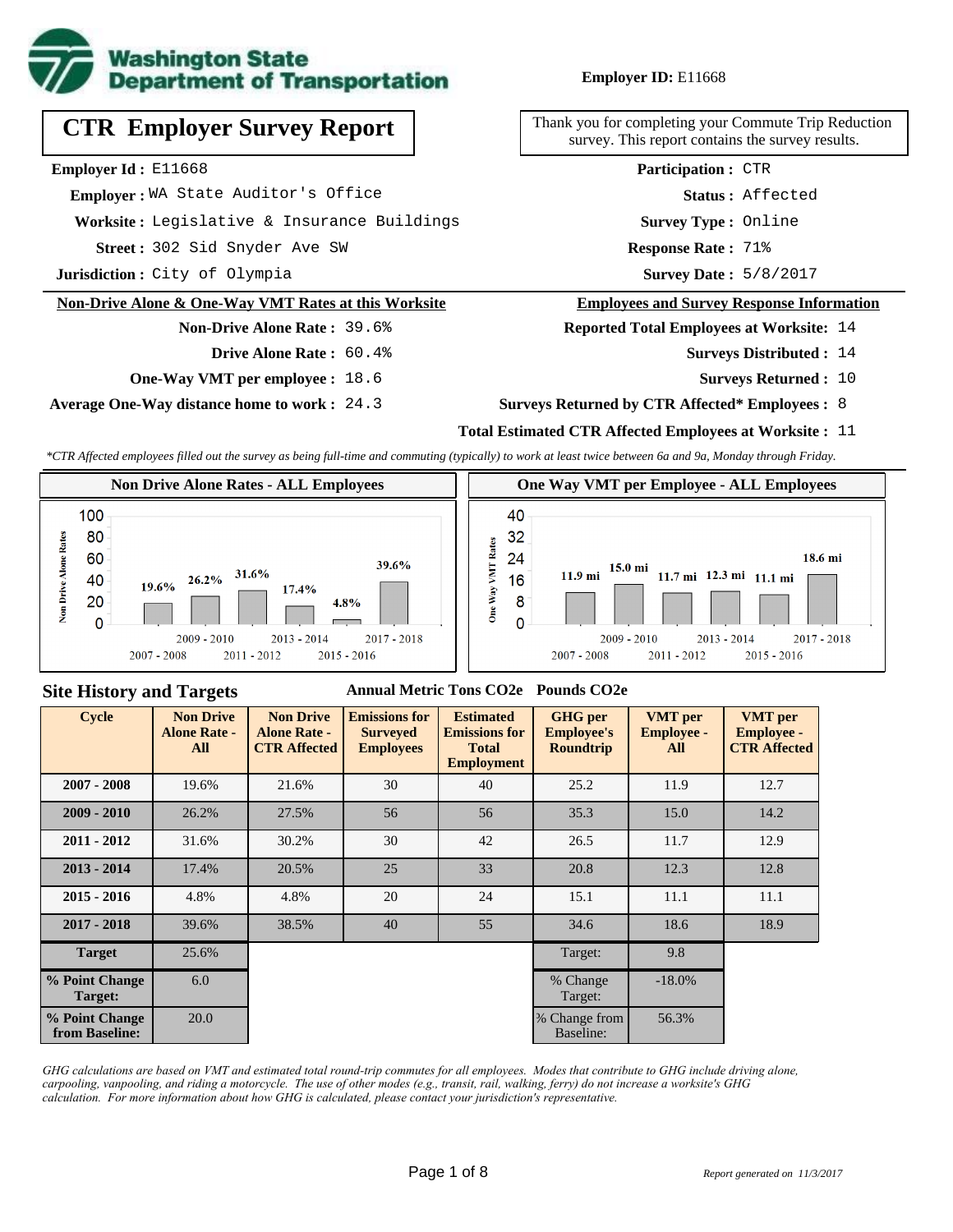Washington State Department of Transportation

**Employer ID:** E11668

# CTR Employer Survey Report

Thank you for completing your Commute Trip Reduction survey. This report contains the survey results.

**Employer Id :** E11668

**Employer :** WA State Auditor's Office

**Worksite :** Legislative & Insurance Buildings

**Street :** 302 Sid Snyder Ave SW

**Jurisdiction :** City of Olympia

**Participation :** CTR

**Status :** Affected

**Survey Type :** Online

**Response Rate :** 71%

**Survey Date :** 5/8/2017

## Non-Drive Alone & One-Way VMT Rates at this Worksite

**Non-Drive Alone Rate :** 39.6%

**Drive Alone Rate :** 60.4%

**One-Way VMT per employee :** 18.6

**Average One-Way distance home to work :** 24.3

## Employees and Survey Response Information

**Reported Total Employees at Worksite:** 14

**Surveys Distributed :** 14

**Surveys Returned :** 10

**Surveys Returned by CTR Affected* Employees :** 8

**Total Estimated CTR Affected Employees at Worksite :** 11

*\*CTR Affected employees filled out the survey as being full-time and commuting (typically) to work at least twice between 6a and 9a, Monday through Friday.*

### Non Drive Alone Rates - ALL Employees

| Cycle | Non Drive Alone Rate |
|---|---|
| 2007 - 2008 | 19.6% |
| 2009 - 2010 | 26.2% |
| 2011 - 2012 | 31.6% |
| 2013 - 2014 | 17.4% |
| 2015 - 2016 | 4.8% |
| 2017 - 2018 | 39.6% |

### One Way VMT per Employee - ALL Employees

| Cycle | One Way VMT |
|---|---|
| 2007 - 2008 | 11.9 mi |
| 2009 - 2010 | 15.0 mi |
| 2011 - 2012 | 11.7 mi |
| 2013 - 2014 | 12.3 mi |
| 2015 - 2016 | 11.1 mi |
| 2017 - 2018 | 18.6 mi |

## Site History and Targets

Annual Metric Tons CO2e — Pounds CO2e

| Cycle | Non Drive Alone Rate - All | Non Drive Alone Rate - CTR Affected | Emissions for Surveyed Employees | Estimated Emissions for Total Employment | GHG per Employee's Roundtrip | VMT per Employee - All | VMT per Employee - CTR Affected |
|---|---|---|---|---|---|---|---|
| 2007 - 2008 | 19.6% | 21.6% | 30 | 40 | 25.2 | 11.9 | 12.7 |
| 2009 - 2010 | 26.2% | 27.5% | 56 | 56 | 35.3 | 15.0 | 14.2 |
| 2011 - 2012 | 31.6% | 30.2% | 30 | 42 | 26.5 | 11.7 | 12.9 |
| 2013 - 2014 | 17.4% | 20.5% | 25 | 33 | 20.8 | 12.3 | 12.8 |
| 2015 - 2016 | 4.8% | 4.8% | 20 | 24 | 15.1 | 11.1 | 11.1 |
| 2017 - 2018 | 39.6% | 38.5% | 40 | 55 | 34.6 | 18.6 | 18.9 |
| Target | 25.6% | | | | Target: | 9.8 | |
| % Point Change Target: | 6.0 | | | | % Change Target: | -18.0% | |
| % Point Change from Baseline: | 20.0 | | | | % Change from Baseline: | 56.3% | |

*GHG calculations are based on VMT and estimated total round-trip commutes for all employees. Modes that contribute to GHG include driving alone, carpooling, vanpooling, and riding a motorcycle. The use of other modes (e.g., transit, rail, walking, ferry) do not increase a worksite's GHG calculation. For more information about how GHG is calculated, please contact your jurisdiction's representative.*

*Report generated on 11/3/2017*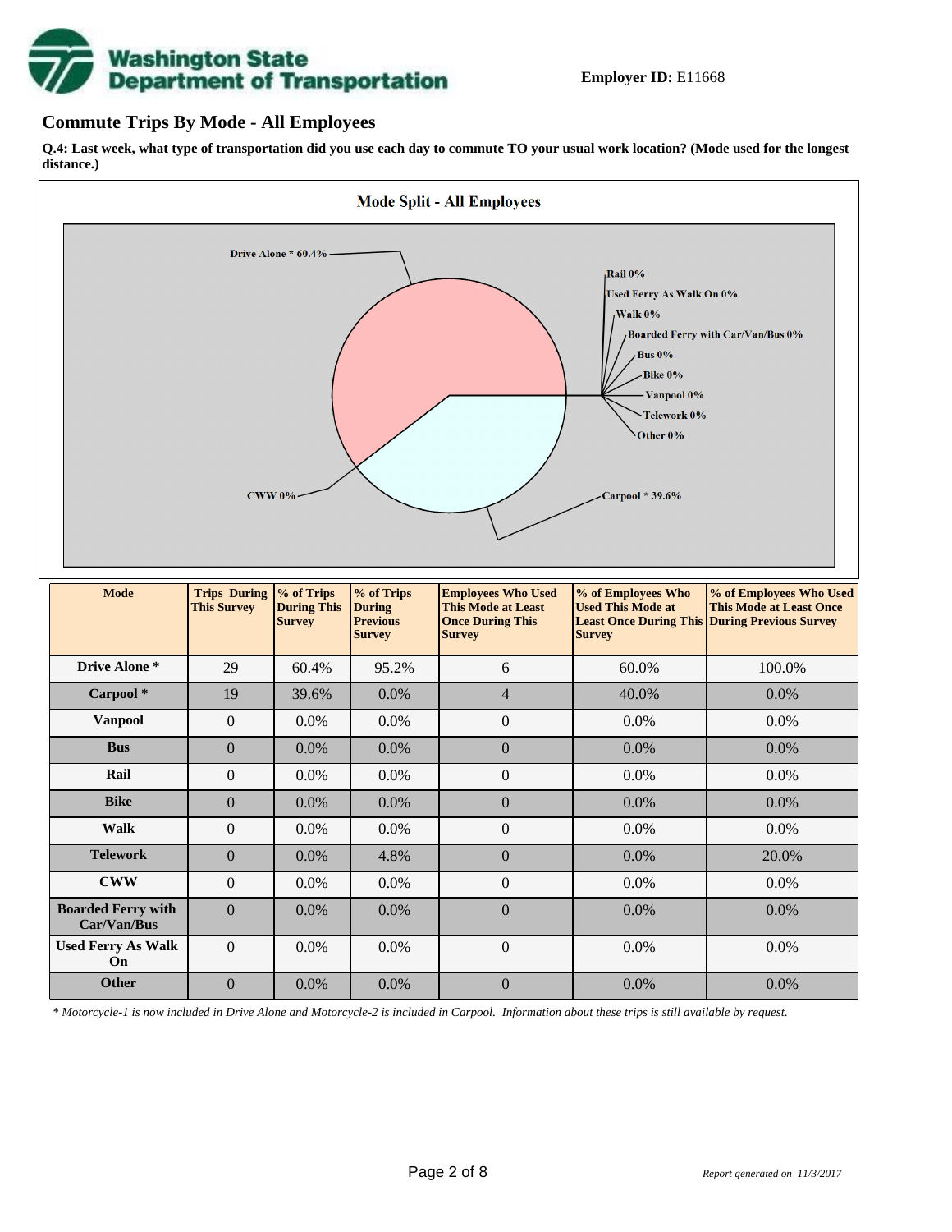**Employer ID:** E11668

## Commute Trips By Mode - All Employees

**Q.4: Last week, what type of transportation did you use each day to commute TO your usual work location? (Mode used for the longest distance.)**

| Mode | Trips During This Survey | % of Trips During This Survey | % of Trips During Previous Survey | Employees Who Used This Mode at Least Once During This Survey | % of Employees Who Used This Mode at Least Once During This Survey | % of Employees Who Used This Mode at Least Once During Previous Survey |
|---|---|---|---|---|---|---|
| **Drive Alone *** | 29 | 60.4% | 95.2% | 6 | 60.0% | 100.0% |
| **Carpool *** | 19 | 39.6% | 0.0% | 4 | 40.0% | 0.0% |
| **Vanpool** | 0 | 0.0% | 0.0% | 0 | 0.0% | 0.0% |
| **Bus** | 0 | 0.0% | 0.0% | 0 | 0.0% | 0.0% |
| **Rail** | 0 | 0.0% | 0.0% | 0 | 0.0% | 0.0% |
| **Bike** | 0 | 0.0% | 0.0% | 0 | 0.0% | 0.0% |
| **Walk** | 0 | 0.0% | 0.0% | 0 | 0.0% | 0.0% |
| **Telework** | 0 | 0.0% | 4.8% | 0 | 0.0% | 20.0% |
| **CWW** | 0 | 0.0% | 0.0% | 0 | 0.0% | 0.0% |
| **Boarded Ferry with Car/Van/Bus** | 0 | 0.0% | 0.0% | 0 | 0.0% | 0.0% |
| **Used Ferry As Walk On** | 0 | 0.0% | 0.0% | 0 | 0.0% | 0.0% |
| **Other** | 0 | 0.0% | 0.0% | 0 | 0.0% | 0.0% |

*\* Motorcycle-1 is now included in Drive Alone and Motorcycle-2 is included in Carpool. Information about these trips is still available by request.*

*Report generated on 11/3/2017*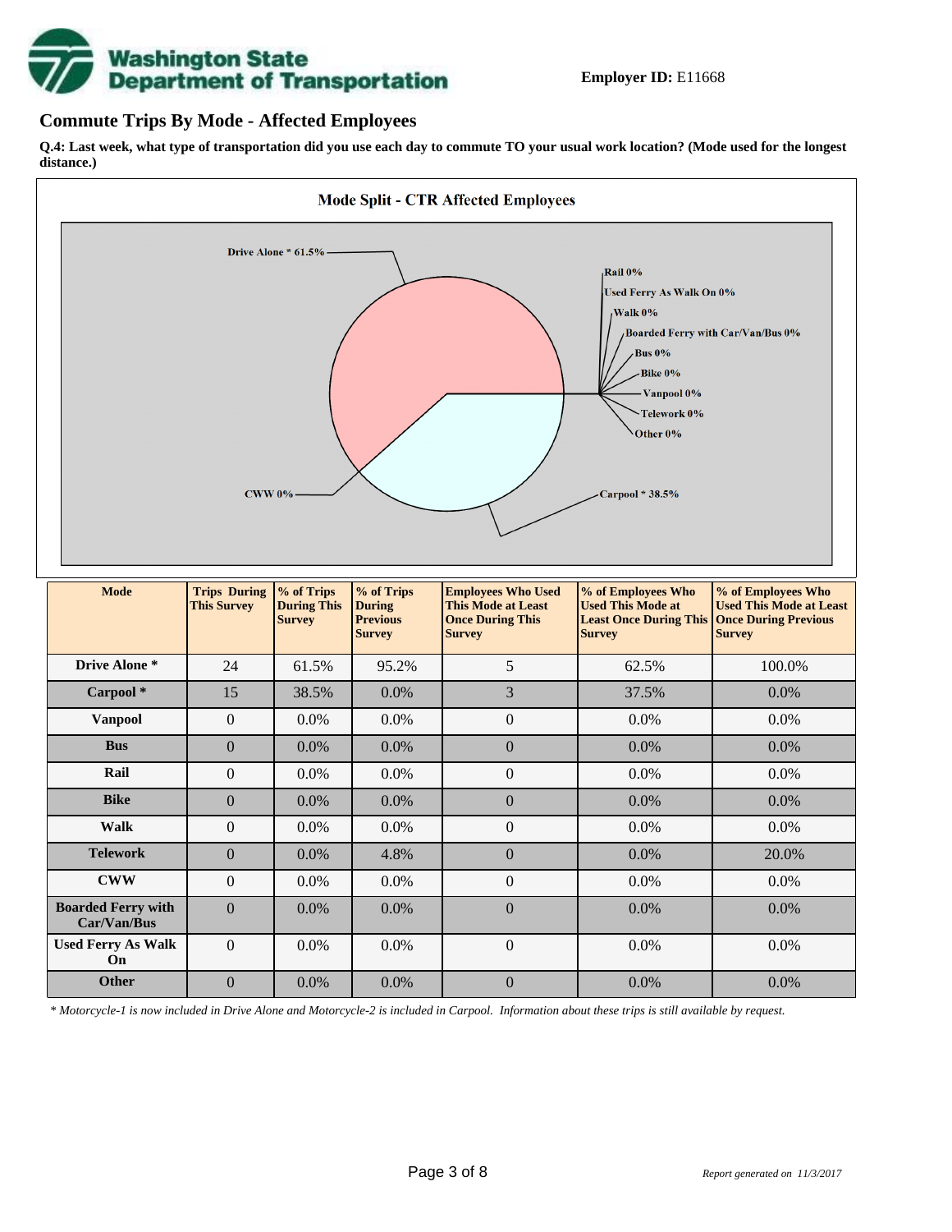**Employer ID:** E11668

## Commute Trips By Mode - Affected Employees

**Q.4: Last week, what type of transportation did you use each day to commute TO your usual work location? (Mode used for the longest distance.)**

| Mode | Trips During This Survey | % of Trips During This Survey | % of Trips During Previous Survey | Employees Who Used This Mode at Least Once During This Survey | % of Employees Who Used This Mode at Least Once During This Survey | % of Employees Who Used This Mode at Least Once During Previous Survey |
|---|---|---|---|---|---|---|
| **Drive Alone *** | 24 | 61.5% | 95.2% | 5 | 62.5% | 100.0% |
| **Carpool *** | 15 | 38.5% | 0.0% | 3 | 37.5% | 0.0% |
| **Vanpool** | 0 | 0.0% | 0.0% | 0 | 0.0% | 0.0% |
| **Bus** | 0 | 0.0% | 0.0% | 0 | 0.0% | 0.0% |
| **Rail** | 0 | 0.0% | 0.0% | 0 | 0.0% | 0.0% |
| **Bike** | 0 | 0.0% | 0.0% | 0 | 0.0% | 0.0% |
| **Walk** | 0 | 0.0% | 0.0% | 0 | 0.0% | 0.0% |
| **Telework** | 0 | 0.0% | 4.8% | 0 | 0.0% | 20.0% |
| **CWW** | 0 | 0.0% | 0.0% | 0 | 0.0% | 0.0% |
| **Boarded Ferry with Car/Van/Bus** | 0 | 0.0% | 0.0% | 0 | 0.0% | 0.0% |
| **Used Ferry As Walk On** | 0 | 0.0% | 0.0% | 0 | 0.0% | 0.0% |
| **Other** | 0 | 0.0% | 0.0% | 0 | 0.0% | 0.0% |

*\* Motorcycle-1 is now included in Drive Alone and Motorcycle-2 is included in Carpool. Information about these trips is still available by request.*

*Report generated on 11/3/2017*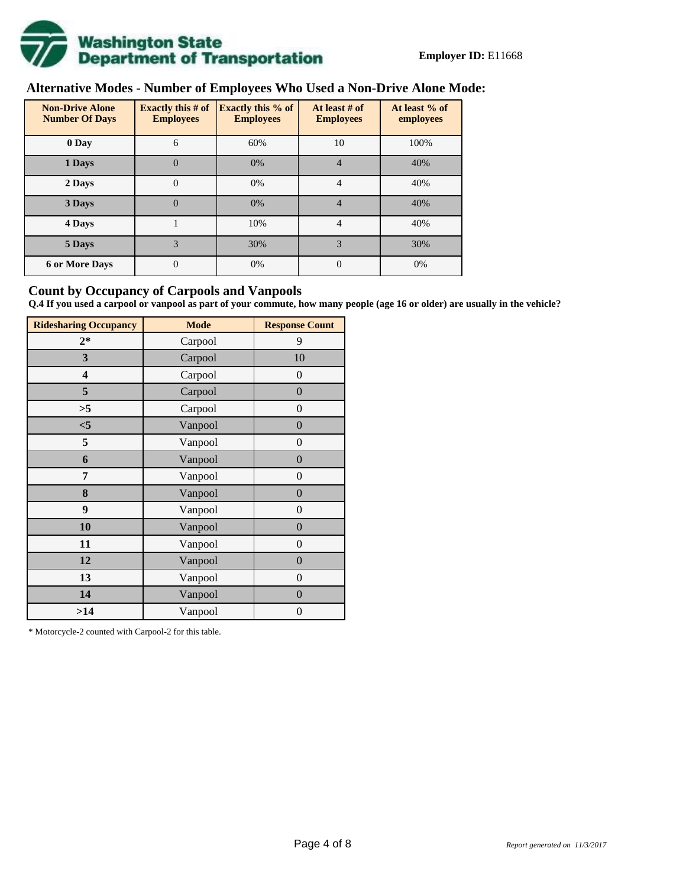**Washington State Department of Transportation**

**Employer ID:** E11668

## Alternative Modes - Number of Employees Who Used a Non-Drive Alone Mode:

| Non-Drive Alone Number Of Days | Exactly this # of Employees | Exactly this % of Employees | At least # of Employees | At least % of employees |
|---|---|---|---|---|
| 0 Day | 6 | 60% | 10 | 100% |
| 1 Days | 0 | 0% | 4 | 40% |
| 2 Days | 0 | 0% | 4 | 40% |
| 3 Days | 0 | 0% | 4 | 40% |
| 4 Days | 1 | 10% | 4 | 40% |
| 5 Days | 3 | 30% | 3 | 30% |
| 6 or More Days | 0 | 0% | 0 | 0% |

## Count by Occupancy of Carpools and Vanpools

**Q.4 If you used a carpool or vanpool as part of your commute, how many people (age 16 or older) are usually in the vehicle?**

| Ridesharing Occupancy | Mode | Response Count |
|---|---|---|
| 2* | Carpool | 9 |
| 3 | Carpool | 10 |
| 4 | Carpool | 0 |
| 5 | Carpool | 0 |
| >5 | Carpool | 0 |
| <5 | Vanpool | 0 |
| 5 | Vanpool | 0 |
| 6 | Vanpool | 0 |
| 7 | Vanpool | 0 |
| 8 | Vanpool | 0 |
| 9 | Vanpool | 0 |
| 10 | Vanpool | 0 |
| 11 | Vanpool | 0 |
| 12 | Vanpool | 0 |
| 13 | Vanpool | 0 |
| 14 | Vanpool | 0 |
| >14 | Vanpool | 0 |

* Motorcycle-2 counted with Carpool-2 for this table.

*Report generated on 11/3/2017*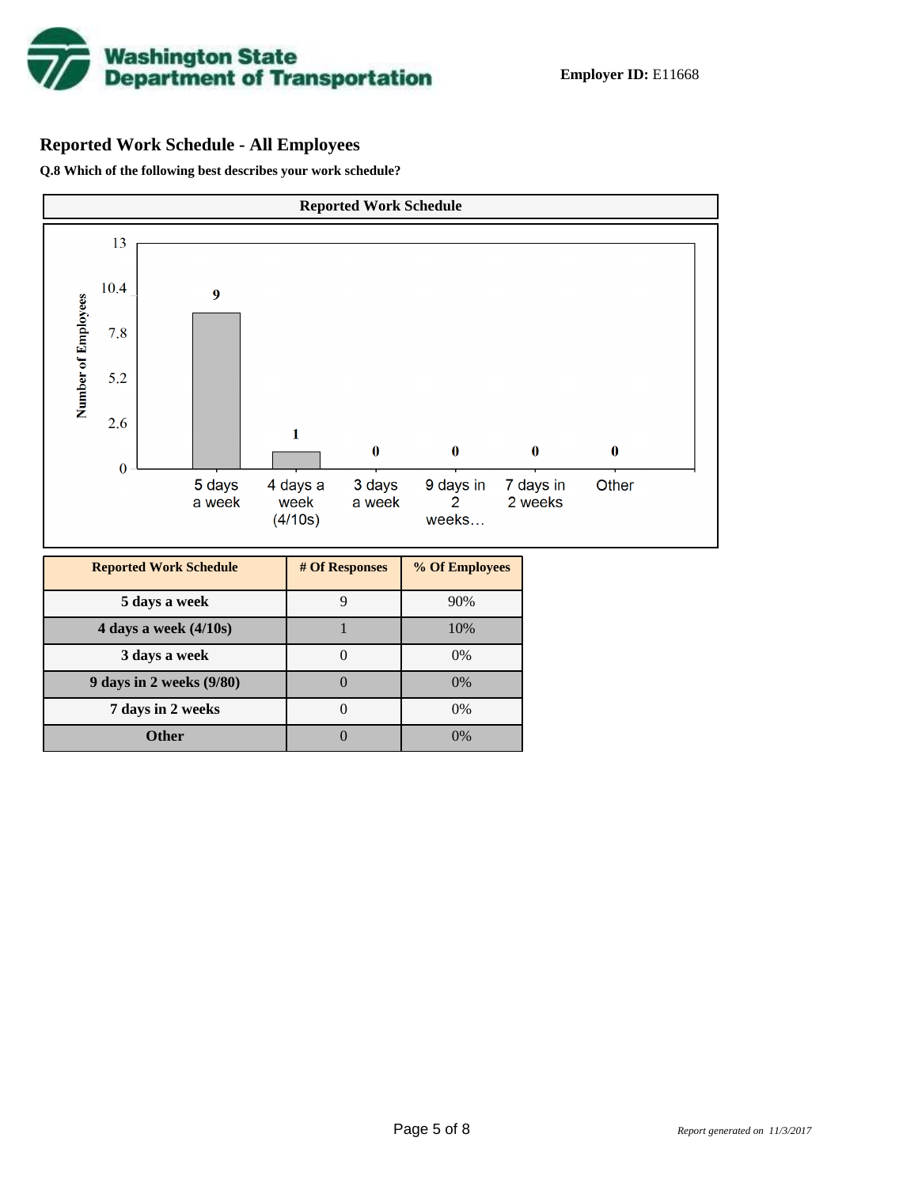**Employer ID:** E11668

## Reported Work Schedule - All Employees

**Q.8 Which of the following best describes your work schedule?**

| Reported Work Schedule | # Of Responses | % Of Employees |
|---|---|---|
| 5 days a week | 9 | 90% |
| 4 days a week (4/10s) | 1 | 10% |
| 3 days a week | 0 | 0% |
| 9 days in 2 weeks (9/80) | 0 | 0% |
| 7 days in 2 weeks | 0 | 0% |
| Other | 0 | 0% |

*Report generated on 11/3/2017*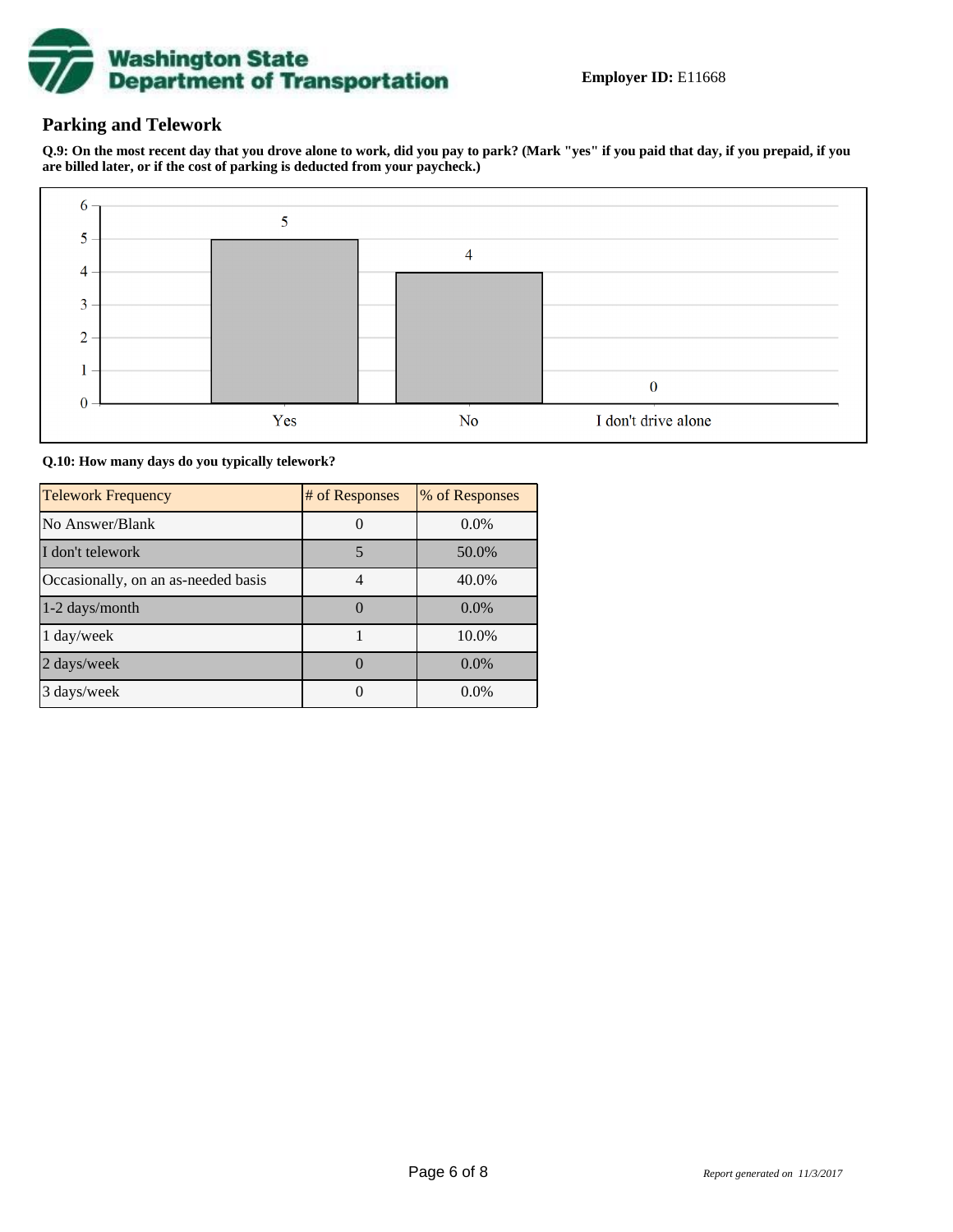**Employer ID:** E11668

## Parking and Telework

**Q.9: On the most recent day that you drove alone to work, did you pay to park? (Mark "yes" if you paid that day, if you prepaid, if you are billed later, or if the cost of parking is deducted from your paycheck.)**

| Response | Count |
|---|---|
| Yes | 5 |
| No | 4 |
| I don't drive alone | 0 |

**Q.10: How many days do you typically telework?**

| Telework Frequency | # of Responses | % of Responses |
|---|---|---|
| No Answer/Blank | 0 | 0.0% |
| I don't telework | 5 | 50.0% |
| Occasionally, on an as-needed basis | 4 | 40.0% |
| 1-2 days/month | 0 | 0.0% |
| 1 day/week | 1 | 10.0% |
| 2 days/week | 0 | 0.0% |
| 3 days/week | 0 | 0.0% |

*Report generated on 11/3/2017*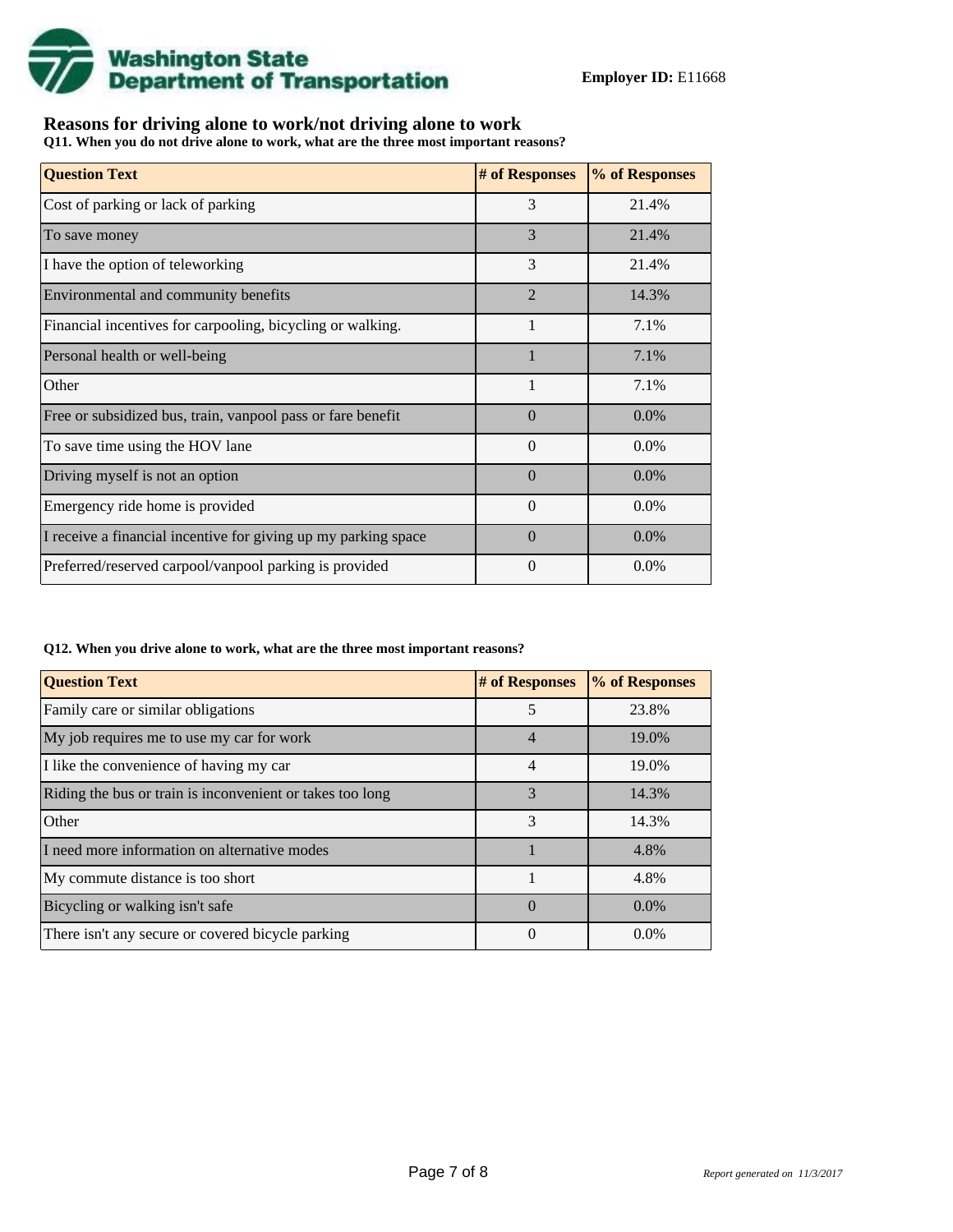**Washington State Department of Transportation**

**Employer ID:** E11668

## Reasons for driving alone to work/not driving alone to work

**Q11. When you do not drive alone to work, what are the three most important reasons?**

| Question Text | # of Responses | % of Responses |
|---|---|---|
| Cost of parking or lack of parking | 3 | 21.4% |
| To save money | 3 | 21.4% |
| I have the option of teleworking | 3 | 21.4% |
| Environmental and community benefits | 2 | 14.3% |
| Financial incentives for carpooling, bicycling or walking. | 1 | 7.1% |
| Personal health or well-being | 1 | 7.1% |
| Other | 1 | 7.1% |
| Free or subsidized bus, train, vanpool pass or fare benefit | 0 | 0.0% |
| To save time using the HOV lane | 0 | 0.0% |
| Driving myself is not an option | 0 | 0.0% |
| Emergency ride home is provided | 0 | 0.0% |
| I receive a financial incentive for giving up my parking space | 0 | 0.0% |
| Preferred/reserved carpool/vanpool parking is provided | 0 | 0.0% |

**Q12. When you drive alone to work, what are the three most important reasons?**

| Question Text | # of Responses | % of Responses |
|---|---|---|
| Family care or similar obligations | 5 | 23.8% |
| My job requires me to use my car for work | 4 | 19.0% |
| I like the convenience of having my car | 4 | 19.0% |
| Riding the bus or train is inconvenient or takes too long | 3 | 14.3% |
| Other | 3 | 14.3% |
| I need more information on alternative modes | 1 | 4.8% |
| My commute distance is too short | 1 | 4.8% |
| Bicycling or walking isn't safe | 0 | 0.0% |
| There isn't any secure or covered bicycle parking | 0 | 0.0% |

*Report generated on 11/3/2017*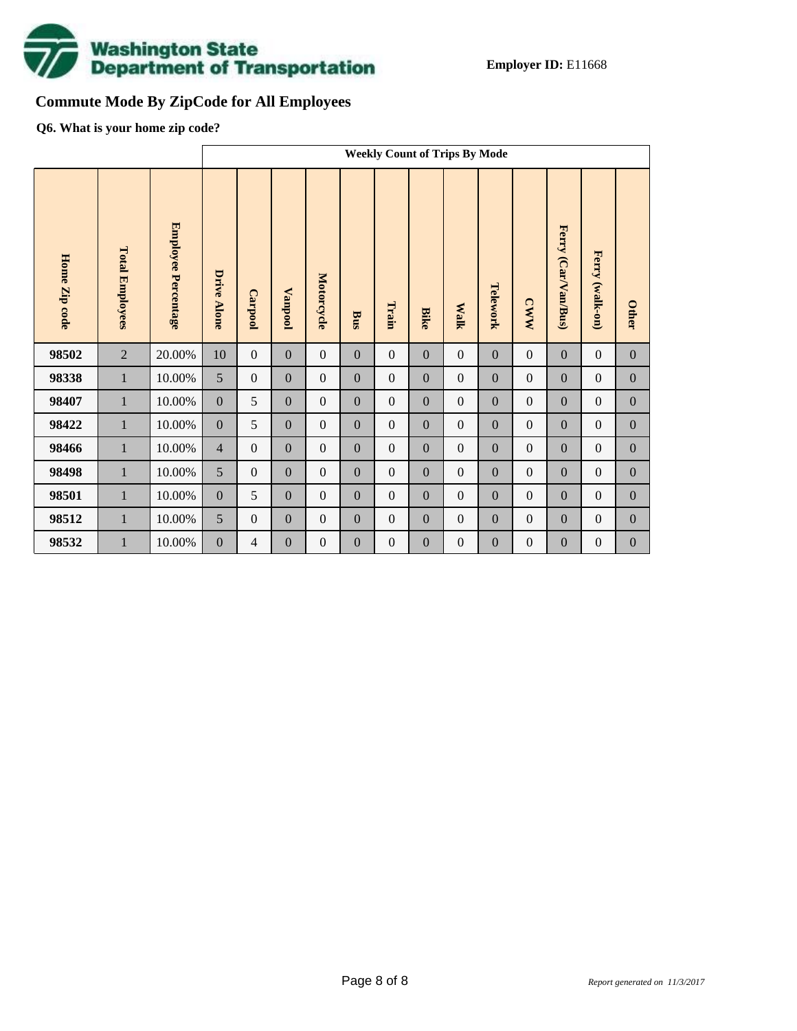**Employer ID:** E11668

## Commute Mode By ZipCode for All Employees

**Q6. What is your home zip code?**

| | | | Weekly Count of Trips By Mode | | | | | | | | | | | | |
|---|---|---|---|---|---|---|---|---|---|---|---|---|---|---|---|
| Home Zip code | Total Employees | Employee Percentage | Drive Alone | Carpool | Vanpool | Motorcycle | Bus | Train | Bike | Walk | Telework | CWW | Ferry (Car/Van/Bus) | Ferry (walk-on) | Other |
| 98502 | 2 | 20.00% | 10 | 0 | 0 | 0 | 0 | 0 | 0 | 0 | 0 | 0 | 0 | 0 | 0 |
| 98338 | 1 | 10.00% | 5 | 0 | 0 | 0 | 0 | 0 | 0 | 0 | 0 | 0 | 0 | 0 | 0 |
| 98407 | 1 | 10.00% | 0 | 5 | 0 | 0 | 0 | 0 | 0 | 0 | 0 | 0 | 0 | 0 | 0 |
| 98422 | 1 | 10.00% | 0 | 5 | 0 | 0 | 0 | 0 | 0 | 0 | 0 | 0 | 0 | 0 | 0 |
| 98466 | 1 | 10.00% | 4 | 0 | 0 | 0 | 0 | 0 | 0 | 0 | 0 | 0 | 0 | 0 | 0 |
| 98498 | 1 | 10.00% | 5 | 0 | 0 | 0 | 0 | 0 | 0 | 0 | 0 | 0 | 0 | 0 | 0 |
| 98501 | 1 | 10.00% | 0 | 5 | 0 | 0 | 0 | 0 | 0 | 0 | 0 | 0 | 0 | 0 | 0 |
| 98512 | 1 | 10.00% | 5 | 0 | 0 | 0 | 0 | 0 | 0 | 0 | 0 | 0 | 0 | 0 | 0 |
| 98532 | 1 | 10.00% | 0 | 4 | 0 | 0 | 0 | 0 | 0 | 0 | 0 | 0 | 0 | 0 | 0 |

*Report generated on 11/3/2017*